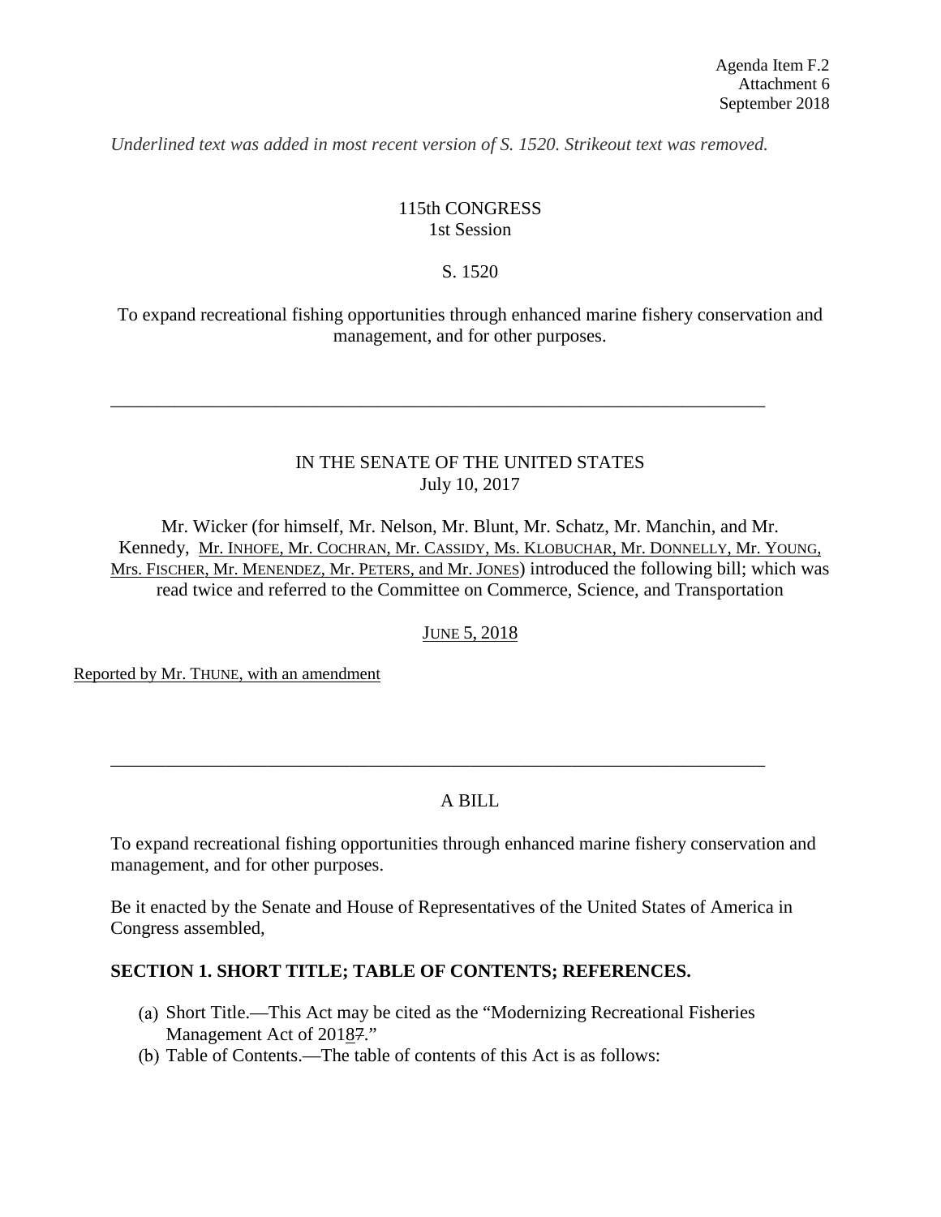Agenda Item F.2
Attachment 6
September 2018

*Underlined text was added in most recent version of S. 1520. Strikeout text was removed.*

115th CONGRESS
1st Session

S. 1520

To expand recreational fishing opportunities through enhanced marine fishery conservation and management, and for other purposes.

---

IN THE SENATE OF THE UNITED STATES
July 10, 2017

Mr. Wicker (for himself, Mr. Nelson, Mr. Blunt, Mr. Schatz, Mr. Manchin, and Mr. Kennedy, <u>Mr. Inhofe, Mr. Cochran, Mr. Cassidy, Ms. Klobuchar, Mr. Donnelly, Mr. Young, Mrs. Fischer, Mr. Menendez, Mr. Peters, and Mr. Jones</u>) introduced the following bill; which was read twice and referred to the Committee on Commerce, Science, and Transportation

<u>June 5, 2018</u>

<u>Reported by Mr. Thune, with an amendment</u>

---

A BILL

To expand recreational fishing opportunities through enhanced marine fishery conservation and management, and for other purposes.

Be it enacted by the Senate and House of Representatives of the United States of America in Congress assembled,

## SECTION 1. SHORT TITLE; TABLE OF CONTENTS; REFERENCES.

(a) Short Title.—This Act may be cited as the "Modernizing Recreational Fisheries Management Act of 201<u>8</u>~~7~~."
(b) Table of Contents.—The table of contents of this Act is as follows: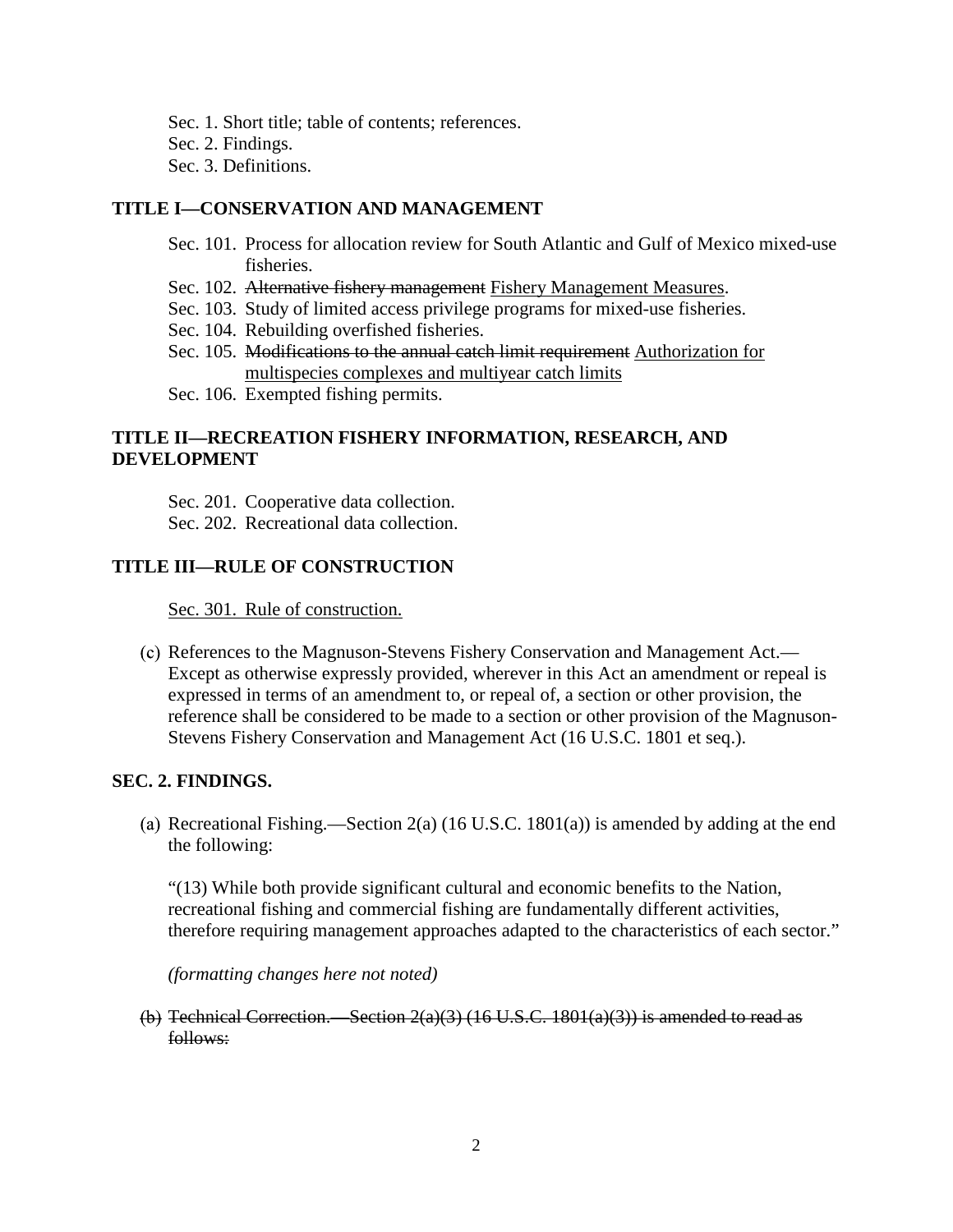Sec. 1. Short title; table of contents; references.
Sec. 2. Findings.
Sec. 3. Definitions.

**TITLE I—CONSERVATION AND MANAGEMENT**

Sec. 101. Process for allocation review for South Atlantic and Gulf of Mexico mixed-use fisheries.
Sec. 102. ~~Alternative fishery management~~ <u>Fishery Management Measures</u>.
Sec. 103. Study of limited access privilege programs for mixed-use fisheries.
Sec. 104. Rebuilding overfished fisheries.
Sec. 105. ~~Modifications to the annual catch limit requirement~~ <u>Authorization for multispecies complexes and multiyear catch limits</u>
Sec. 106. Exempted fishing permits.

**TITLE II—RECREATION FISHERY INFORMATION, RESEARCH, AND DEVELOPMENT**

Sec. 201. Cooperative data collection.
Sec. 202. Recreational data collection.

**TITLE III—RULE OF CONSTRUCTION**

<u>Sec. 301. Rule of construction.</u>

(c) References to the Magnuson-Stevens Fishery Conservation and Management Act.—Except as otherwise expressly provided, wherever in this Act an amendment or repeal is expressed in terms of an amendment to, or repeal of, a section or other provision, the reference shall be considered to be made to a section or other provision of the Magnuson-Stevens Fishery Conservation and Management Act (16 U.S.C. 1801 et seq.).

**SEC. 2. FINDINGS.**

(a) Recreational Fishing.—Section 2(a) (16 U.S.C. 1801(a)) is amended by adding at the end the following:

"(13) While both provide significant cultural and economic benefits to the Nation, recreational fishing and commercial fishing are fundamentally different activities, therefore requiring management approaches adapted to the characteristics of each sector."

*(formatting changes here not noted)*

~~(b) Technical Correction.—Section 2(a)(3) (16 U.S.C. 1801(a)(3)) is amended to read as follows:~~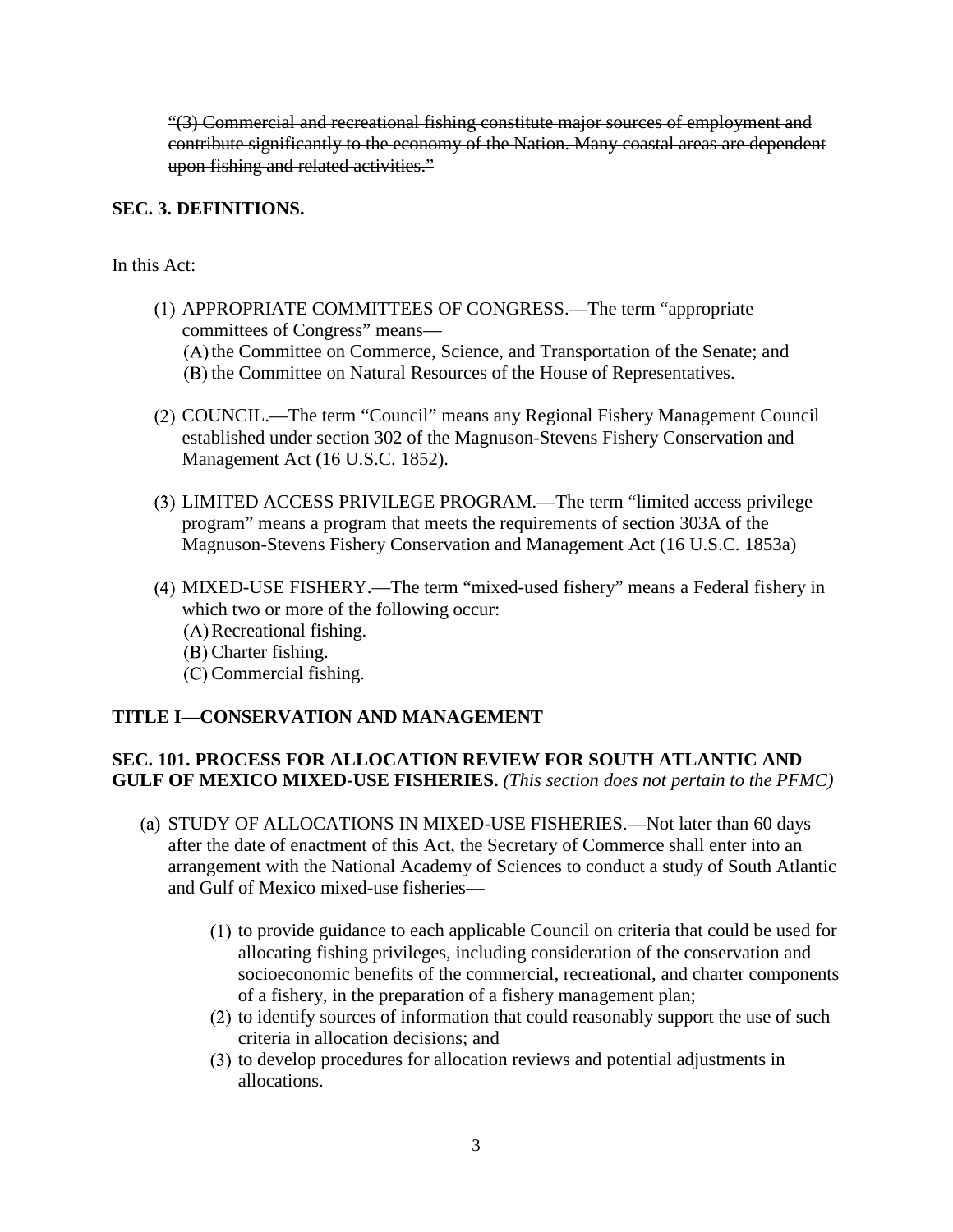~~"(3) Commercial and recreational fishing constitute major sources of employment and contribute significantly to the economy of the Nation. Many coastal areas are dependent upon fishing and related activities."~~

**SEC. 3. DEFINITIONS.**

In this Act:

(1) APPROPRIATE COMMITTEES OF CONGRESS.—The term "appropriate committees of Congress" means—
  (A) the Committee on Commerce, Science, and Transportation of the Senate; and
  (B) the Committee on Natural Resources of the House of Representatives.

(2) COUNCIL.—The term "Council" means any Regional Fishery Management Council established under section 302 of the Magnuson-Stevens Fishery Conservation and Management Act (16 U.S.C. 1852).

(3) LIMITED ACCESS PRIVILEGE PROGRAM.—The term "limited access privilege program" means a program that meets the requirements of section 303A of the Magnuson-Stevens Fishery Conservation and Management Act (16 U.S.C. 1853a)

(4) MIXED-USE FISHERY.—The term "mixed-used fishery" means a Federal fishery in which two or more of the following occur:
  (A) Recreational fishing.
  (B) Charter fishing.
  (C) Commercial fishing.

**TITLE I—CONSERVATION AND MANAGEMENT**

**SEC. 101. PROCESS FOR ALLOCATION REVIEW FOR SOUTH ATLANTIC AND GULF OF MEXICO MIXED-USE FISHERIES.** *(This section does not pertain to the PFMC)*

(a) STUDY OF ALLOCATIONS IN MIXED-USE FISHERIES.—Not later than 60 days after the date of enactment of this Act, the Secretary of Commerce shall enter into an arrangement with the National Academy of Sciences to conduct a study of South Atlantic and Gulf of Mexico mixed-use fisheries—

  (1) to provide guidance to each applicable Council on criteria that could be used for allocating fishing privileges, including consideration of the conservation and socioeconomic benefits of the commercial, recreational, and charter components of a fishery, in the preparation of a fishery management plan;
  (2) to identify sources of information that could reasonably support the use of such criteria in allocation decisions; and
  (3) to develop procedures for allocation reviews and potential adjustments in allocations.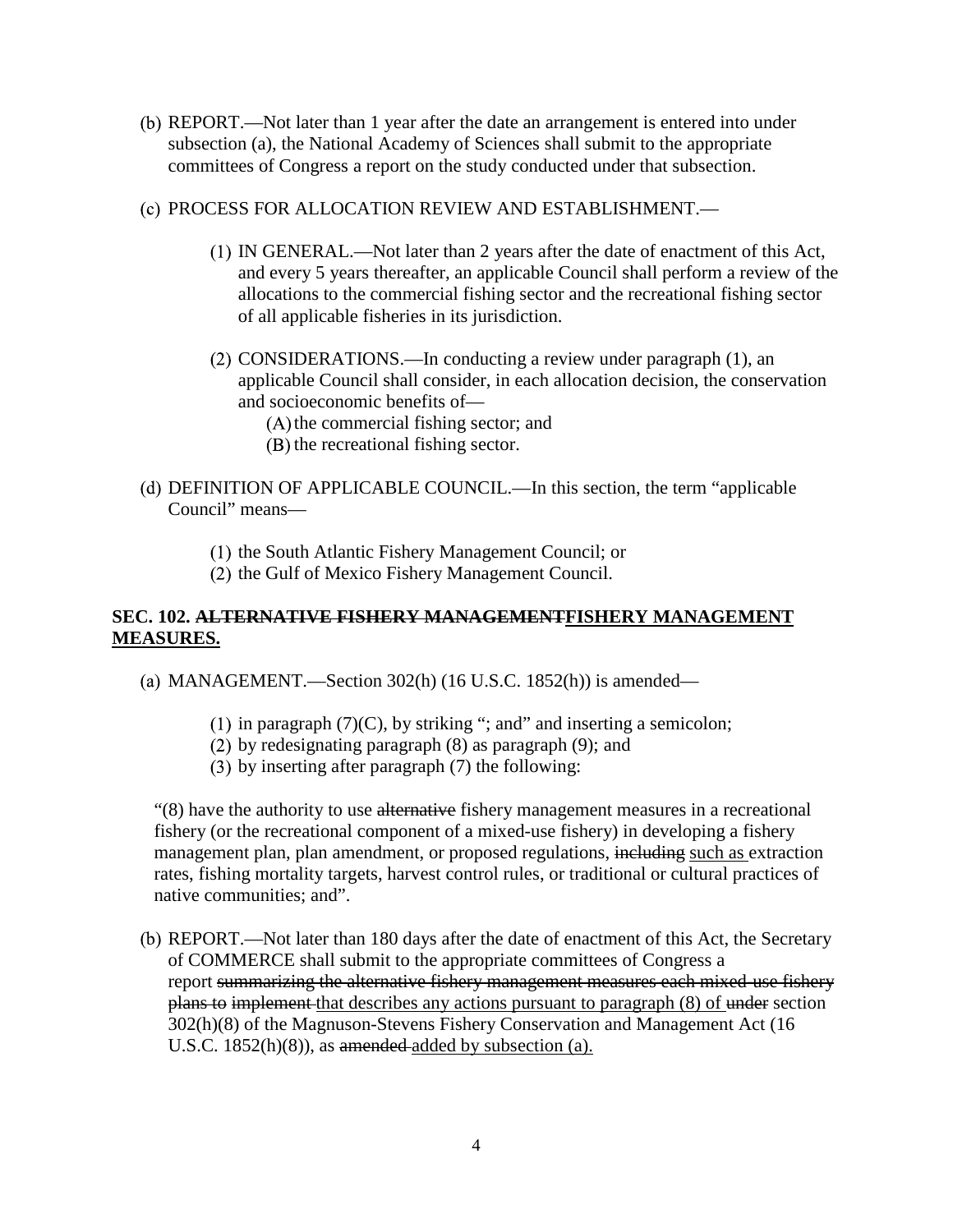(b) REPORT.—Not later than 1 year after the date an arrangement is entered into under subsection (a), the National Academy of Sciences shall submit to the appropriate committees of Congress a report on the study conducted under that subsection.

(c) PROCESS FOR ALLOCATION REVIEW AND ESTABLISHMENT.—

(1) IN GENERAL.—Not later than 2 years after the date of enactment of this Act, and every 5 years thereafter, an applicable Council shall perform a review of the allocations to the commercial fishing sector and the recreational fishing sector of all applicable fisheries in its jurisdiction.

(2) CONSIDERATIONS.—In conducting a review under paragraph (1), an applicable Council shall consider, in each allocation decision, the conservation and socioeconomic benefits of—

(A) the commercial fishing sector; and

(B) the recreational fishing sector.

(d) DEFINITION OF APPLICABLE COUNCIL.—In this section, the term "applicable Council" means—

(1) the South Atlantic Fishery Management Council; or

(2) the Gulf of Mexico Fishery Management Council.

**SEC. 102. ~~ALTERNATIVE FISHERY MANAGEMENT~~<u>FISHERY MANAGEMENT MEASURES.</u>**

(a) MANAGEMENT.—Section 302(h) (16 U.S.C. 1852(h)) is amended—

(1) in paragraph (7)(C), by striking "; and" and inserting a semicolon;

(2) by redesignating paragraph (8) as paragraph (9); and

(3) by inserting after paragraph (7) the following:

"(8) have the authority to use ~~alternative~~ fishery management measures in a recreational fishery (or the recreational component of a mixed-use fishery) in developing a fishery management plan, plan amendment, or proposed regulations, ~~including~~ <u>such as</u> extraction rates, fishing mortality targets, harvest control rules, or traditional or cultural practices of native communities; and".

(b) REPORT.—Not later than 180 days after the date of enactment of this Act, the Secretary of COMMERCE shall submit to the appropriate committees of Congress a report ~~summarizing the alternative fishery management measures each mixed-use fishery plans to implement~~ <u>that describes any actions pursuant to paragraph (8) of</u> ~~under~~ section 302(h)(8) of the Magnuson-Stevens Fishery Conservation and Management Act (16 U.S.C. 1852(h)(8)), as ~~amended~~ <u>added by subsection (a).</u>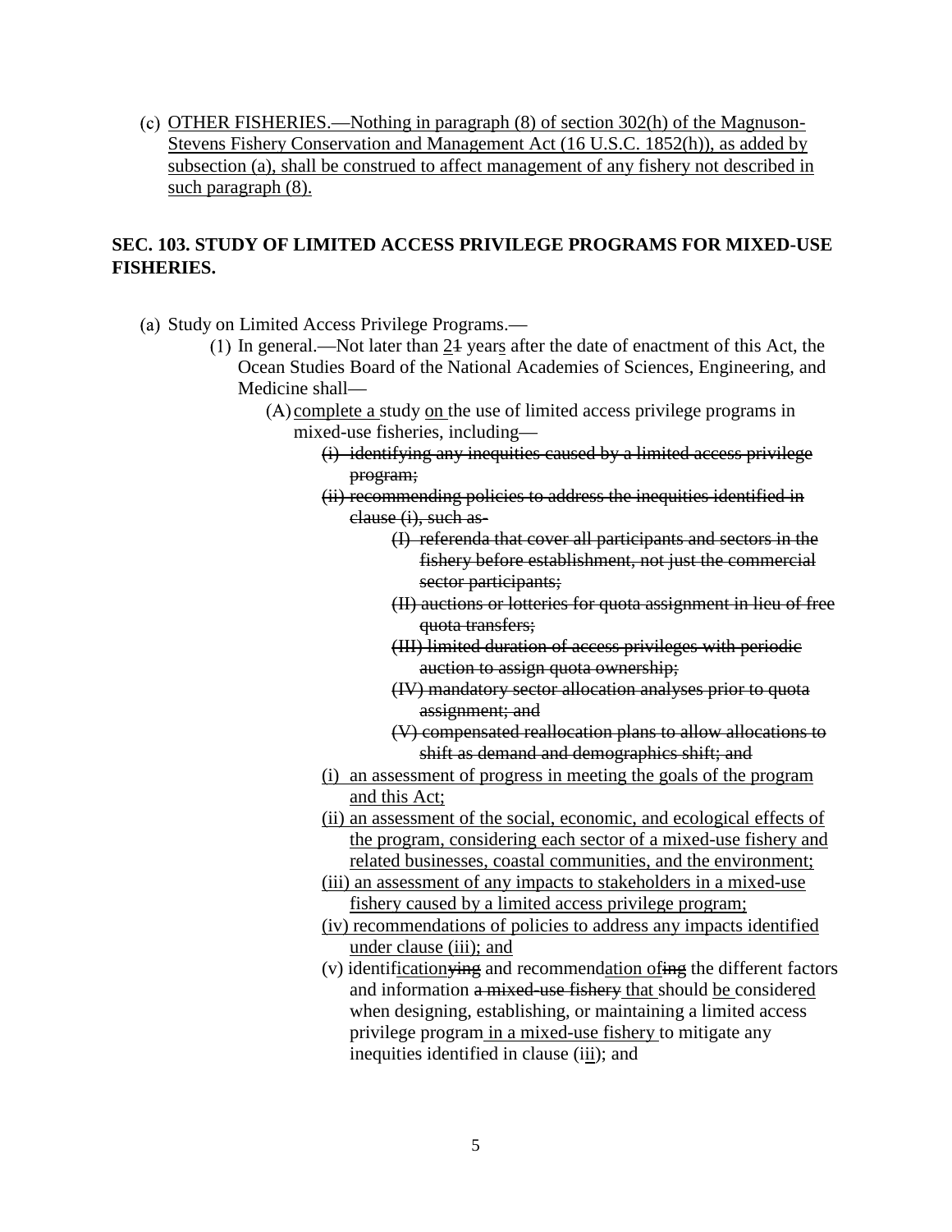(c) <u>OTHER FISHERIES.—Nothing in paragraph (8) of section 302(h) of the Magnuson-Stevens Fishery Conservation and Management Act (16 U.S.C. 1852(h)), as added by subsection (a), shall be construed to affect management of any fishery not described in such paragraph (8).</u>

**SEC. 103. STUDY OF LIMITED ACCESS PRIVILEGE PROGRAMS FOR MIXED-USE FISHERIES.**

(a) Study on Limited Access Privilege Programs.—

- (1) In general.—Not later than <u>2</u>~~1~~ year<u>s</u> after the date of enactment of this Act, the Ocean Studies Board of the National Academies of Sciences, Engineering, and Medicine shall—
  - (A) <u>complete a</u> study <u>on</u> the use of limited access privilege programs in mixed-use fisheries, including—
    - ~~(i) identifying any inequities caused by a limited access privilege program;~~
    - ~~(ii) recommending policies to address the inequities identified in clause (i), such as-~~
      - ~~(I) referenda that cover all participants and sectors in the fishery before establishment, not just the commercial sector participants;~~
      - ~~(II) auctions or lotteries for quota assignment in lieu of free quota transfers;~~
      - ~~(III) limited duration of access privileges with periodic auction to assign quota ownership;~~
      - ~~(IV) mandatory sector allocation analyses prior to quota assignment; and~~
      - ~~(V) compensated reallocation plans to allow allocations to shift as demand and demographics shift; and~~
    - <u>(i) an assessment of progress in meeting the goals of the program and this Act;</u>
    - <u>(ii) an assessment of the social, economic, and ecological effects of the program, considering each sector of a mixed-use fishery and related businesses, coastal communities, and the environment;</u>
    - <u>(iii) an assessment of any impacts to stakeholders in a mixed-use fishery caused by a limited access privilege program;</u>
    - <u>(iv) recommendations of policies to address any impacts identified under clause (iii); and</u>
    - (v) identif<u>ication</u>~~ying~~ and recommend<u>ation of</u>~~ing~~ the different factors and information ~~a mixed-use fishery~~ <u>that</u> should <u>be</u> consider<u>ed</u> when designing, establishing, or maintaining a limited access privilege program<u> in a mixed-use fishery</u> to mitigate any inequities identified in clause (i<u>ii</u>); and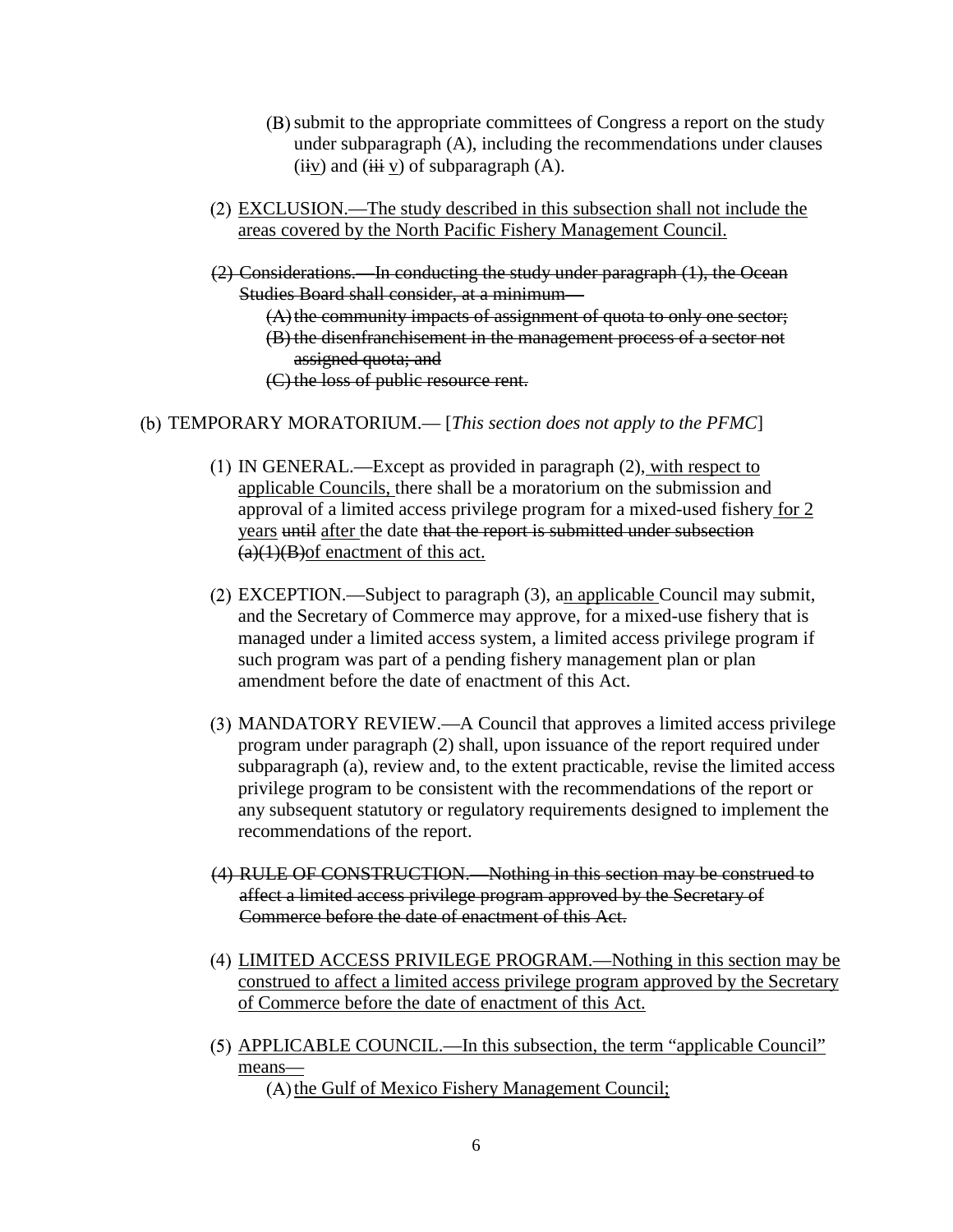(B) submit to the appropriate committees of Congress a report on the study under subparagraph (A), including the recommendations under clauses (~~ii~~v) and (~~iii~~ v) of subparagraph (A).

(2) EXCLUSION.—The study described in this subsection shall not include the areas covered by the North Pacific Fishery Management Council.

~~(2) Considerations.—In conducting the study under paragraph (1), the Ocean Studies Board shall consider, at a minimum—~~

~~(A) the community impacts of assignment of quota to only one sector;~~

~~(B) the disenfranchisement in the management process of a sector not assigned quota; and~~

~~(C) the loss of public resource rent.~~

(b) TEMPORARY MORATORIUM.— [*This section does not apply to the PFMC*]

(1) IN GENERAL.—Except as provided in paragraph (2), with respect to applicable Councils, there shall be a moratorium on the submission and approval of a limited access privilege program for a mixed-used fishery for 2 years ~~until~~ after the date ~~that the report is submitted under subsection (a)(1)(B)~~of enactment of this act.

(2) EXCEPTION.—Subject to paragraph (3), an applicable Council may submit, and the Secretary of Commerce may approve, for a mixed-use fishery that is managed under a limited access system, a limited access privilege program if such program was part of a pending fishery management plan or plan amendment before the date of enactment of this Act.

(3) MANDATORY REVIEW.—A Council that approves a limited access privilege program under paragraph (2) shall, upon issuance of the report required under subparagraph (a), review and, to the extent practicable, revise the limited access privilege program to be consistent with the recommendations of the report or any subsequent statutory or regulatory requirements designed to implement the recommendations of the report.

~~(4) RULE OF CONSTRUCTION.—Nothing in this section may be construed to affect a limited access privilege program approved by the Secretary of Commerce before the date of enactment of this Act.~~

(4) LIMITED ACCESS PRIVILEGE PROGRAM.—Nothing in this section may be construed to affect a limited access privilege program approved by the Secretary of Commerce before the date of enactment of this Act.

(5) APPLICABLE COUNCIL.—In this subsection, the term "applicable Council" means—

(A) the Gulf of Mexico Fishery Management Council;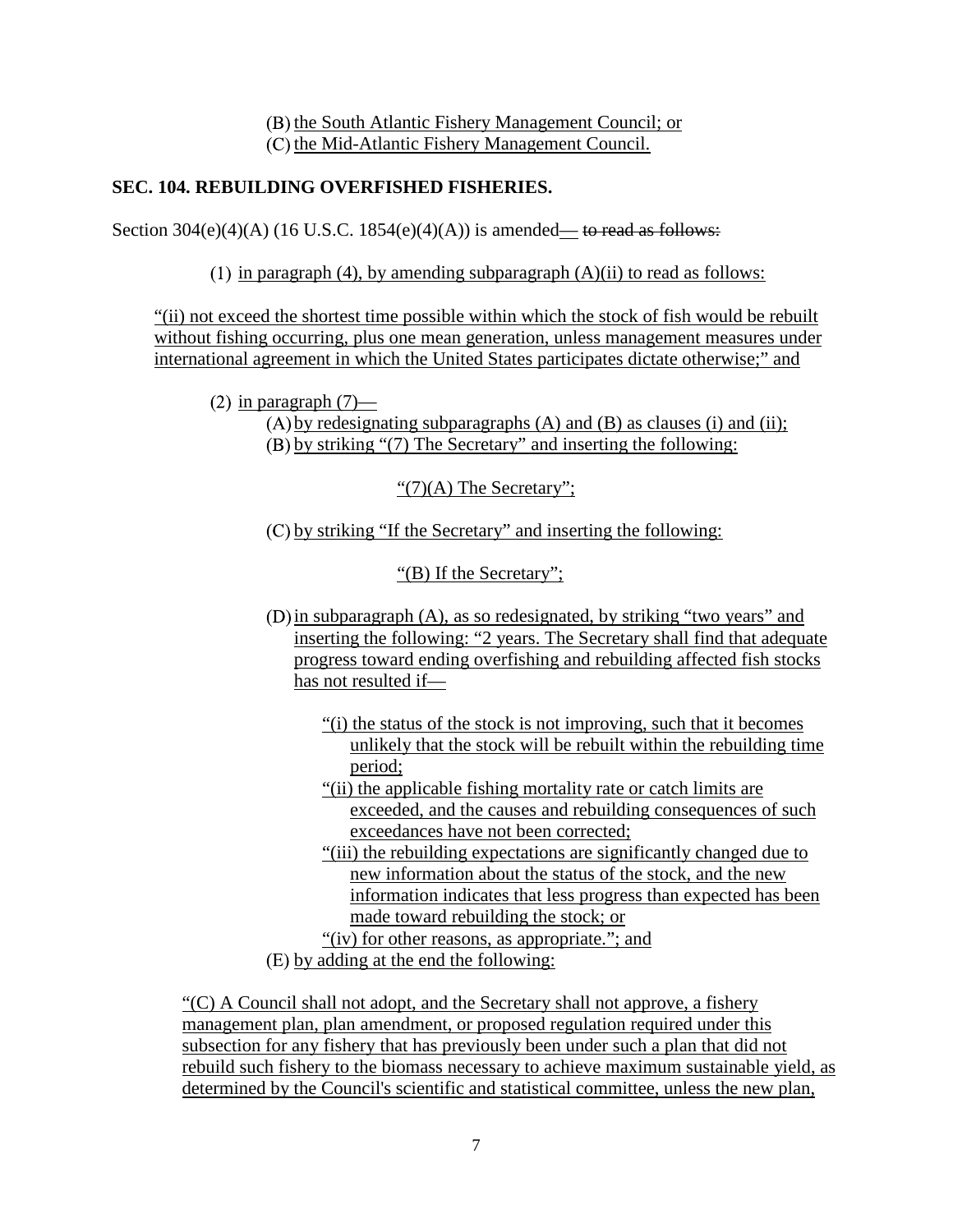(B) the South Atlantic Fishery Management Council; or

(C) the Mid-Atlantic Fishery Management Council.

**SEC. 104. REBUILDING OVERFISHED FISHERIES.**

Section 304(e)(4)(A) (16 U.S.C. 1854(e)(4)(A)) is amended— ~~to read as follows:~~

(1) in paragraph (4), by amending subparagraph (A)(ii) to read as follows:

"(ii) not exceed the shortest time possible within which the stock of fish would be rebuilt without fishing occurring, plus one mean generation, unless management measures under international agreement in which the United States participates dictate otherwise;" and

(2) in paragraph (7)—

(A) by redesignating subparagraphs (A) and (B) as clauses (i) and (ii);

(B) by striking "(7) The Secretary" and inserting the following:

"(7)(A) The Secretary";

(C) by striking "If the Secretary" and inserting the following:

"(B) If the Secretary";

(D) in subparagraph (A), as so redesignated, by striking "two years" and inserting the following: "2 years. The Secretary shall find that adequate progress toward ending overfishing and rebuilding affected fish stocks has not resulted if—

"(i) the status of the stock is not improving, such that it becomes unlikely that the stock will be rebuilt within the rebuilding time period;

"(ii) the applicable fishing mortality rate or catch limits are exceeded, and the causes and rebuilding consequences of such exceedances have not been corrected;

"(iii) the rebuilding expectations are significantly changed due to new information about the status of the stock, and the new information indicates that less progress than expected has been made toward rebuilding the stock; or

"(iv) for other reasons, as appropriate."; and

(E) by adding at the end the following:

"(C) A Council shall not adopt, and the Secretary shall not approve, a fishery management plan, plan amendment, or proposed regulation required under this subsection for any fishery that has previously been under such a plan that did not rebuild such fishery to the biomass necessary to achieve maximum sustainable yield, as determined by the Council's scientific and statistical committee, unless the new plan,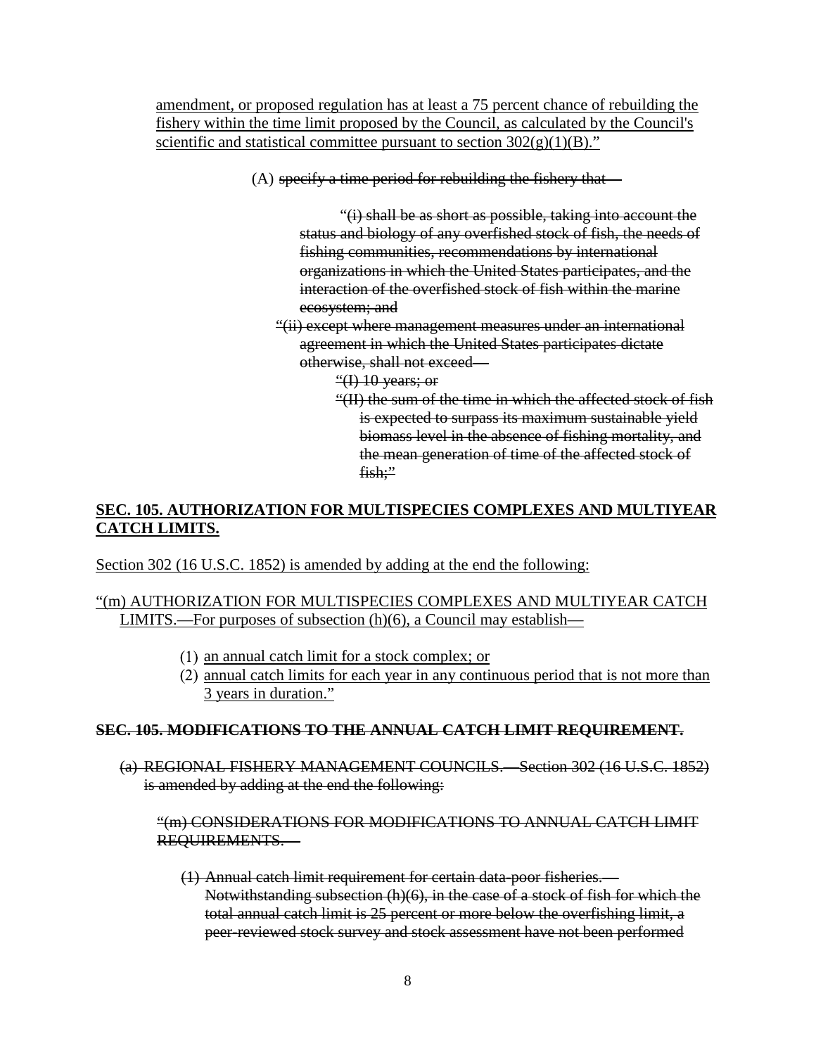<u>amendment, or proposed regulation has at least a 75 percent chance of rebuilding the fishery within the time limit proposed by the Council, as calculated by the Council's scientific and statistical committee pursuant to section 302(g)(1)(B).”</u>

(A) ~~specify a time period for rebuilding the fishery that—~~

~~“(i) shall be as short as possible, taking into account the status and biology of any overfished stock of fish, the needs of fishing communities, recommendations by international organizations in which the United States participates, and the interaction of the overfished stock of fish within the marine ecosystem; and~~

~~“(ii) except where management measures under an international agreement in which the United States participates dictate otherwise, shall not exceed—~~

~~“(I) 10 years; or~~

~~“(II) the sum of the time in which the affected stock of fish is expected to surpass its maximum sustainable yield biomass level in the absence of fishing mortality, and the mean generation of time of the affected stock of fish;”~~

## <u>SEC. 105. AUTHORIZATION FOR MULTISPECIES COMPLEXES AND MULTIYEAR CATCH LIMITS.</u>

<u>Section 302 (16 U.S.C. 1852) is amended by adding at the end the following:</u>

<u>“(m) AUTHORIZATION FOR MULTISPECIES COMPLEXES AND MULTIYEAR CATCH LIMITS.—For purposes of subsection (h)(6), a Council may establish—</u>

(1) <u>an annual catch limit for a stock complex; or</u>

(2) <u>annual catch limits for each year in any continuous period that is not more than 3 years in duration.”</u>

## ~~SEC. 105. MODIFICATIONS TO THE ANNUAL CATCH LIMIT REQUIREMENT.~~

~~(a) REGIONAL FISHERY MANAGEMENT COUNCILS.—Section 302 (16 U.S.C. 1852) is amended by adding at the end the following:~~

~~“(m) CONSIDERATIONS FOR MODIFICATIONS TO ANNUAL CATCH LIMIT REQUIREMENTS.—~~

~~(1) Annual catch limit requirement for certain data-poor fisheries.—Notwithstanding subsection (h)(6), in the case of a stock of fish for which the total annual catch limit is 25 percent or more below the overfishing limit, a peer-reviewed stock survey and stock assessment have not been performed~~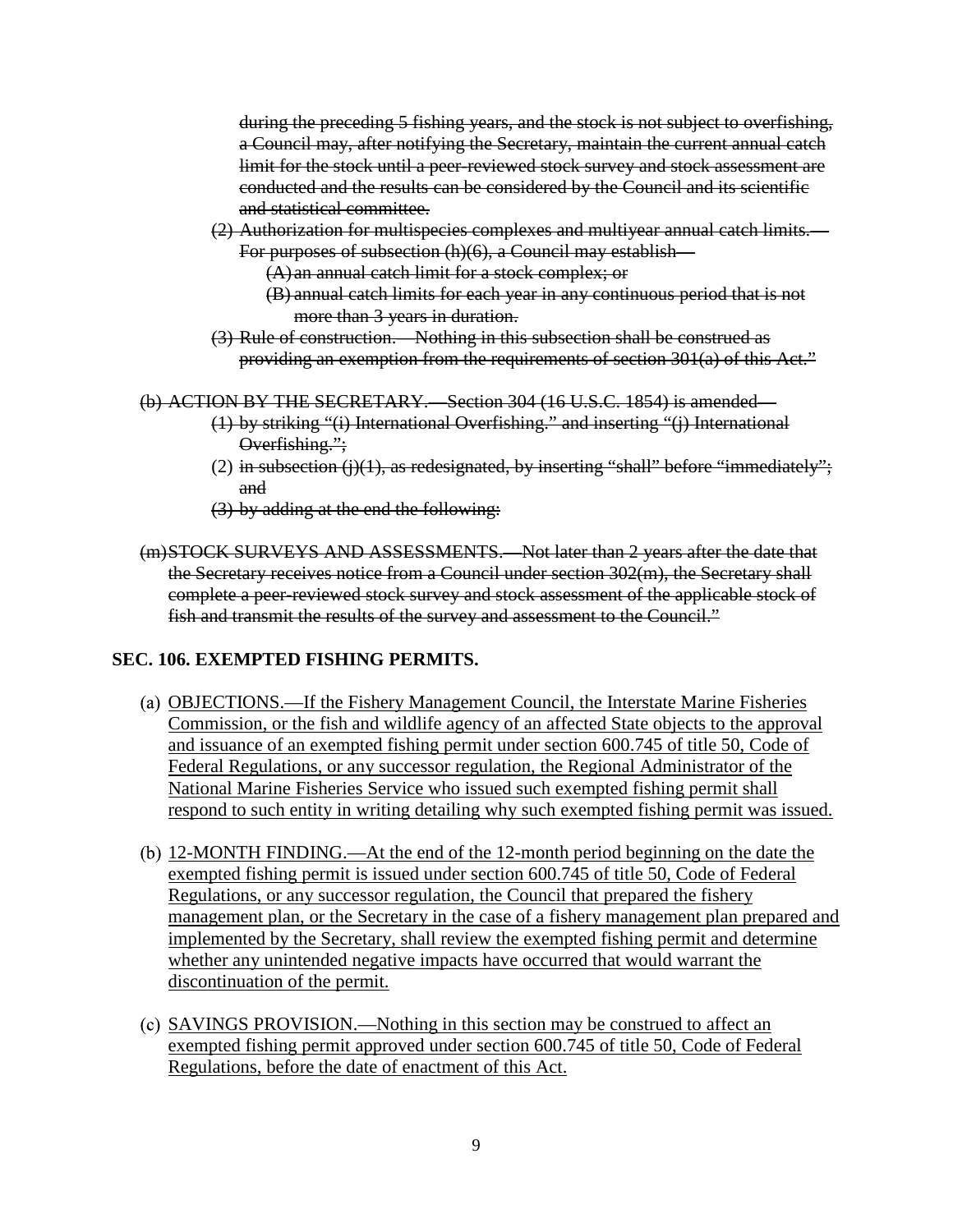~~during the preceding 5 fishing years, and the stock is not subject to overfishing, a Council may, after notifying the Secretary, maintain the current annual catch limit for the stock until a peer-reviewed stock survey and stock assessment are conducted and the results can be considered by the Council and its scientific and statistical committee.~~

~~(2) Authorization for multispecies complexes and multiyear annual catch limits.— For purposes of subsection (h)(6), a Council may establish—~~

~~(A) an annual catch limit for a stock complex; or~~

~~(B) annual catch limits for each year in any continuous period that is not more than 3 years in duration.~~

~~(3) Rule of construction.—Nothing in this subsection shall be construed as providing an exemption from the requirements of section 301(a) of this Act."~~

~~(b) ACTION BY THE SECRETARY.—Section 304 (16 U.S.C. 1854) is amended—~~

~~(1) by striking "(i) International Overfishing." and inserting "(j) International Overfishing.";~~

(2) ~~in subsection (j)(1), as redesignated, by inserting "shall" before "immediately"; and~~

~~(3) by adding at the end the following:~~

~~(m) STOCK SURVEYS AND ASSESSMENTS.—Not later than 2 years after the date that the Secretary receives notice from a Council under section 302(m), the Secretary shall complete a peer-reviewed stock survey and stock assessment of the applicable stock of fish and transmit the results of the survey and assessment to the Council."~~

**SEC. 106. EXEMPTED FISHING PERMITS.**

(a) <u>OBJECTIONS.—If the Fishery Management Council, the Interstate Marine Fisheries Commission, or the fish and wildlife agency of an affected State objects to the approval and issuance of an exempted fishing permit under section 600.745 of title 50, Code of Federal Regulations, or any successor regulation, the Regional Administrator of the National Marine Fisheries Service who issued such exempted fishing permit shall respond to such entity in writing detailing why such exempted fishing permit was issued.</u>

(b) <u>12-MONTH FINDING.—At the end of the 12-month period beginning on the date the exempted fishing permit is issued under section 600.745 of title 50, Code of Federal Regulations, or any successor regulation, the Council that prepared the fishery management plan, or the Secretary in the case of a fishery management plan prepared and implemented by the Secretary, shall review the exempted fishing permit and determine whether any unintended negative impacts have occurred that would warrant the discontinuation of the permit.</u>

(c) <u>SAVINGS PROVISION.—Nothing in this section may be construed to affect an exempted fishing permit approved under section 600.745 of title 50, Code of Federal Regulations, before the date of enactment of this Act.</u>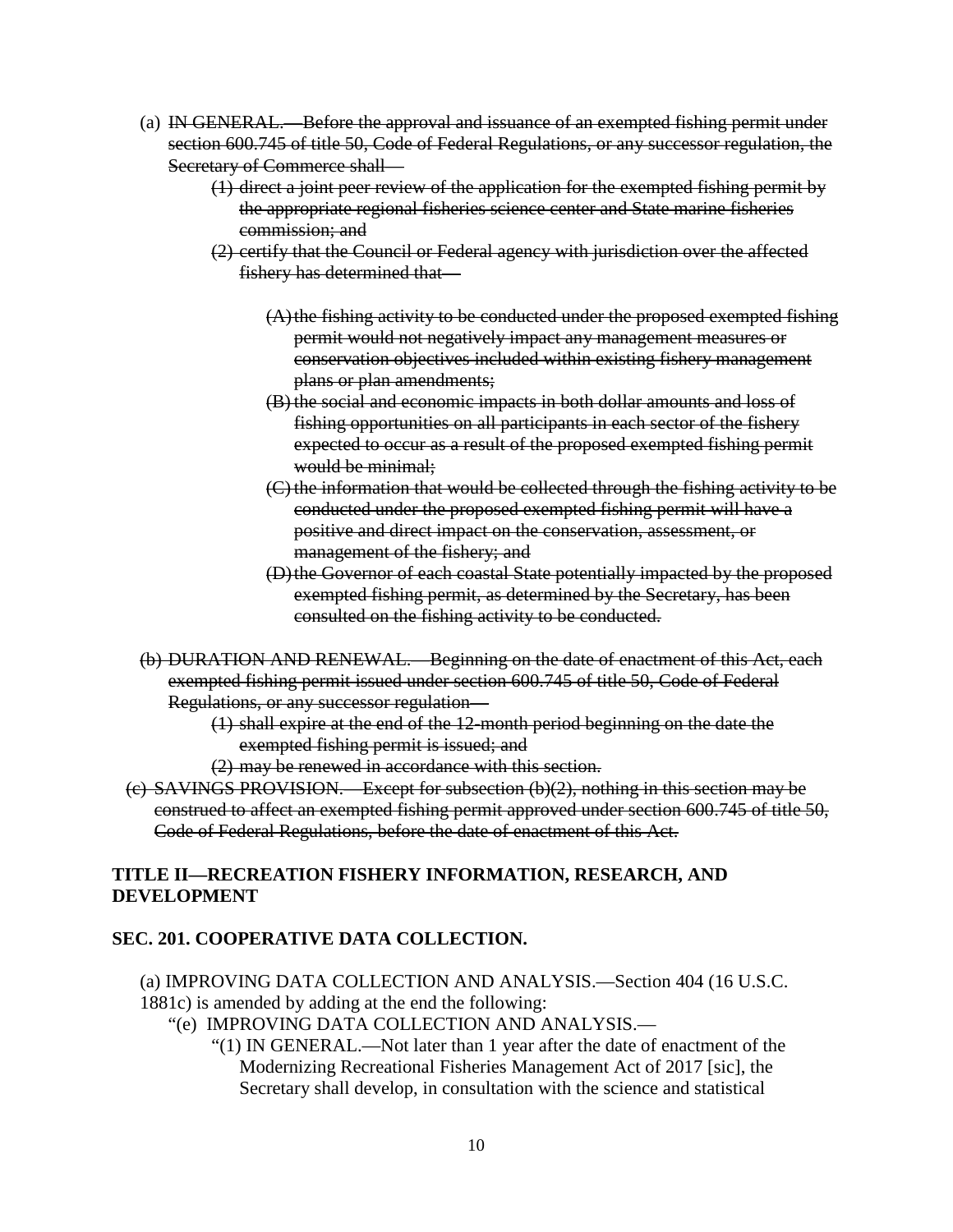(a) ~~IN GENERAL.—Before the approval and issuance of an exempted fishing permit under section 600.745 of title 50, Code of Federal Regulations, or any successor regulation, the Secretary of Commerce shall—~~

  ~~(1) direct a joint peer review of the application for the exempted fishing permit by the appropriate regional fisheries science center and State marine fisheries commission; and~~

  ~~(2) certify that the Council or Federal agency with jurisdiction over the affected fishery has determined that—~~

    ~~(A) the fishing activity to be conducted under the proposed exempted fishing permit would not negatively impact any management measures or conservation objectives included within existing fishery management plans or plan amendments;~~

    ~~(B) the social and economic impacts in both dollar amounts and loss of fishing opportunities on all participants in each sector of the fishery expected to occur as a result of the proposed exempted fishing permit would be minimal;~~

    ~~(C) the information that would be collected through the fishing activity to be conducted under the proposed exempted fishing permit will have a positive and direct impact on the conservation, assessment, or management of the fishery; and~~

    ~~(D) the Governor of each coastal State potentially impacted by the proposed exempted fishing permit, as determined by the Secretary, has been consulted on the fishing activity to be conducted.~~

~~(b) DURATION AND RENEWAL.—Beginning on the date of enactment of this Act, each exempted fishing permit issued under section 600.745 of title 50, Code of Federal Regulations, or any successor regulation—~~

  ~~(1) shall expire at the end of the 12-month period beginning on the date the exempted fishing permit is issued; and~~

  ~~(2) may be renewed in accordance with this section.~~

~~(c) SAVINGS PROVISION.—Except for subsection (b)(2), nothing in this section may be construed to affect an exempted fishing permit approved under section 600.745 of title 50, Code of Federal Regulations, before the date of enactment of this Act.~~

## TITLE II—RECREATION FISHERY INFORMATION, RESEARCH, AND DEVELOPMENT

### SEC. 201. COOPERATIVE DATA COLLECTION.

(a) IMPROVING DATA COLLECTION AND ANALYSIS.—Section 404 (16 U.S.C. 1881c) is amended by adding at the end the following:

  "(e) IMPROVING DATA COLLECTION AND ANALYSIS.—

    "(1) IN GENERAL.—Not later than 1 year after the date of enactment of the Modernizing Recreational Fisheries Management Act of 2017 [sic], the Secretary shall develop, in consultation with the science and statistical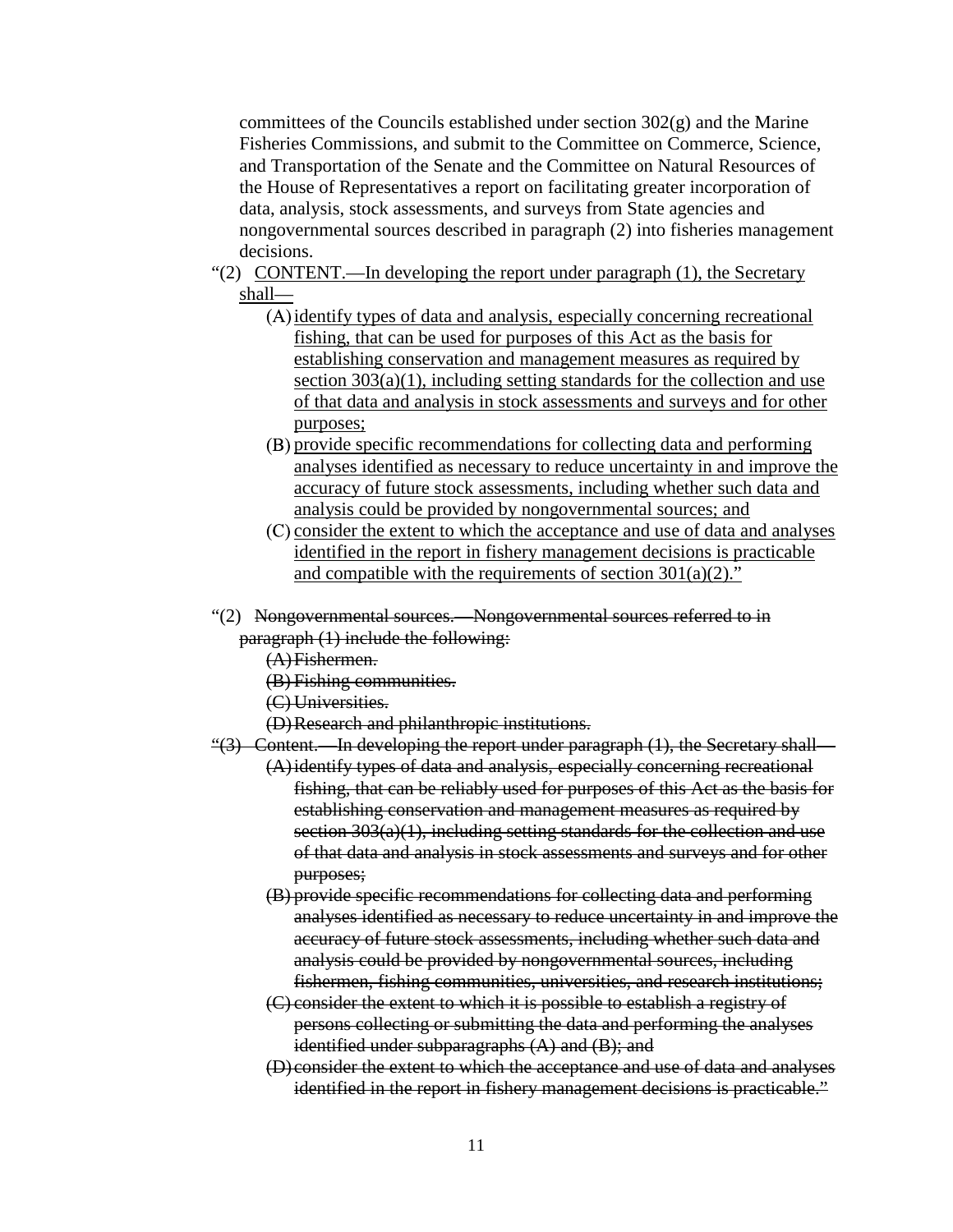committees of the Councils established under section 302(g) and the Marine Fisheries Commissions, and submit to the Committee on Commerce, Science, and Transportation of the Senate and the Committee on Natural Resources of the House of Representatives a report on facilitating greater incorporation of data, analysis, stock assessments, and surveys from State agencies and nongovernmental sources described in paragraph (2) into fisheries management decisions.

"(2) <u>CONTENT.—In developing the report under paragraph (1), the Secretary shall—</u>

(A) <u>identify types of data and analysis, especially concerning recreational fishing, that can be used for purposes of this Act as the basis for establishing conservation and management measures as required by section 303(a)(1), including setting standards for the collection and use of that data and analysis in stock assessments and surveys and for other purposes;</u>

(B) <u>provide specific recommendations for collecting data and performing analyses identified as necessary to reduce uncertainty in and improve the accuracy of future stock assessments, including whether such data and analysis could be provided by nongovernmental sources; and</u>

(C) <u>consider the extent to which the acceptance and use of data and analyses identified in the report in fishery management decisions is practicable and compatible with the requirements of section 301(a)(2)."</u>

"(2) ~~Nongovernmental sources.—Nongovernmental sources referred to in paragraph (1) include the following:~~

~~(A) Fishermen.~~

~~(B) Fishing communities.~~

~~(C) Universities.~~

~~(D) Research and philanthropic institutions.~~

~~"(3) Content.—In developing the report under paragraph (1), the Secretary shall—~~

~~(A) identify types of data and analysis, especially concerning recreational fishing, that can be reliably used for purposes of this Act as the basis for establishing conservation and management measures as required by section 303(a)(1), including setting standards for the collection and use of that data and analysis in stock assessments and surveys and for other purposes;~~

~~(B) provide specific recommendations for collecting data and performing analyses identified as necessary to reduce uncertainty in and improve the accuracy of future stock assessments, including whether such data and analysis could be provided by nongovernmental sources, including fishermen, fishing communities, universities, and research institutions;~~

~~(C) consider the extent to which it is possible to establish a registry of persons collecting or submitting the data and performing the analyses identified under subparagraphs (A) and (B); and~~

~~(D) consider the extent to which the acceptance and use of data and analyses identified in the report in fishery management decisions is practicable."~~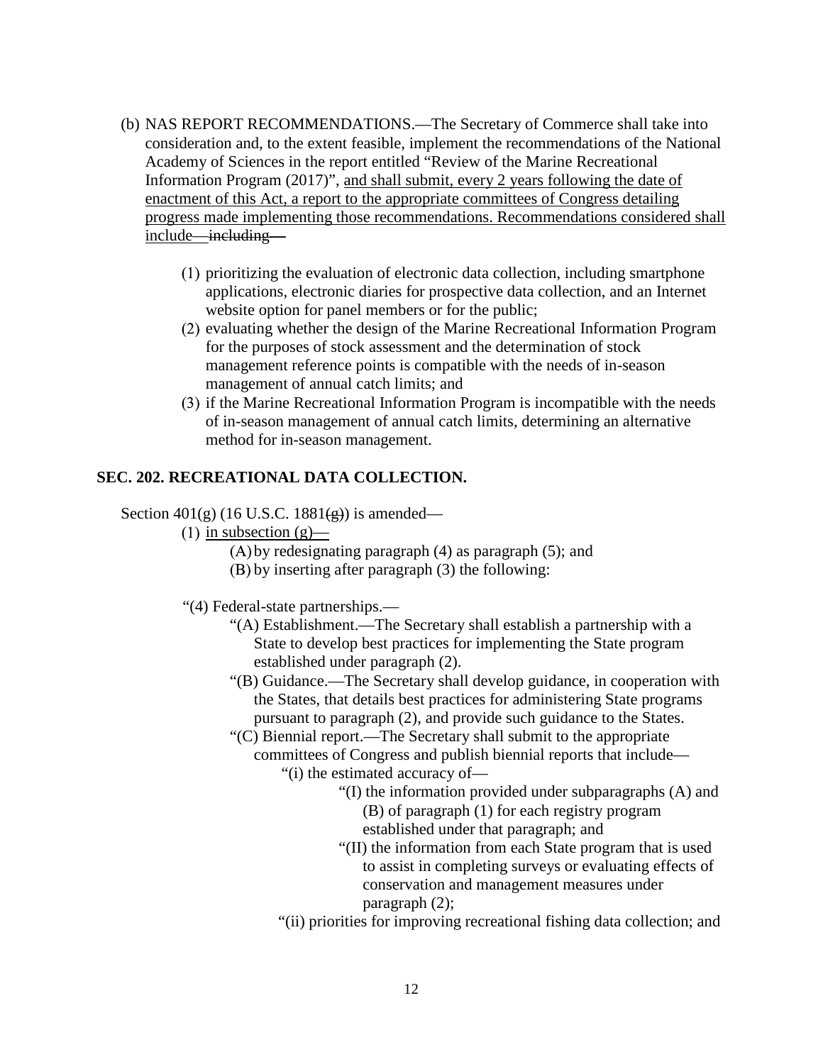(b) NAS REPORT RECOMMENDATIONS.—The Secretary of Commerce shall take into consideration and, to the extent feasible, implement the recommendations of the National Academy of Sciences in the report entitled "Review of the Marine Recreational Information Program (2017)", and shall submit, every 2 years following the date of enactment of this Act, a report to the appropriate committees of Congress detailing progress made implementing those recommendations. Recommendations considered shall include— ~~including—~~

> (1) prioritizing the evaluation of electronic data collection, including smartphone applications, electronic diaries for prospective data collection, and an Internet website option for panel members or for the public;
>
> (2) evaluating whether the design of the Marine Recreational Information Program for the purposes of stock assessment and the determination of stock management reference points is compatible with the needs of in-season management of annual catch limits; and
>
> (3) if the Marine Recreational Information Program is incompatible with the needs of in-season management of annual catch limits, determining an alternative method for in-season management.

**SEC. 202. RECREATIONAL DATA COLLECTION.**

Section 401(g) (16 U.S.C. 1881~~(g)~~) is amended—

> (1) in subsection (g)—
>
> > (A) by redesignating paragraph (4) as paragraph (5); and
> >
> > (B) by inserting after paragraph (3) the following:

"(4) Federal-state partnerships.—

> "(A) Establishment.—The Secretary shall establish a partnership with a State to develop best practices for implementing the State program established under paragraph (2).
>
> "(B) Guidance.—The Secretary shall develop guidance, in cooperation with the States, that details best practices for administering State programs pursuant to paragraph (2), and provide such guidance to the States.
>
> "(C) Biennial report.—The Secretary shall submit to the appropriate committees of Congress and publish biennial reports that include—
>
> > "(i) the estimated accuracy of—
> >
> > > "(I) the information provided under subparagraphs (A) and (B) of paragraph (1) for each registry program established under that paragraph; and
> > >
> > > "(II) the information from each State program that is used to assist in completing surveys or evaluating effects of conservation and management measures under paragraph (2);
> >
> > "(ii) priorities for improving recreational fishing data collection; and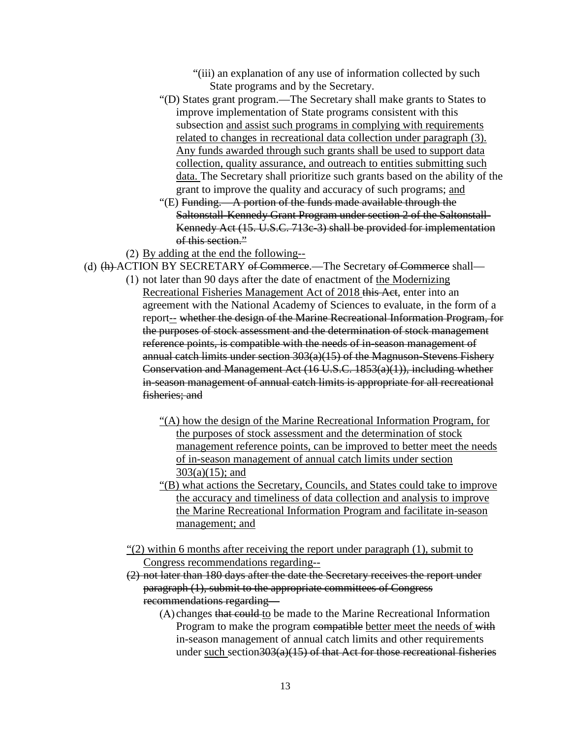"(iii) an explanation of any use of information collected by such State programs and by the Secretary.

"(D) States grant program.—The Secretary shall make grants to States to improve implementation of State programs consistent with this subsection <u>and assist such programs in complying with requirements related to changes in recreational data collection under paragraph (3). Any funds awarded through such grants shall be used to support data collection, quality assurance, and outreach to entities submitting such data.</u> The Secretary shall prioritize such grants based on the ability of the grant to improve the quality and accuracy of such programs; <u>and</u>

"(E) ~~Funding.—A portion of the funds made available through the Saltonstall-Kennedy Grant Program under section 2 of the Saltonstall-Kennedy Act (15. U.S.C. 713c-3) shall be provided for implementation of this section."~~

(2) <u>By adding at the end the following--</u>

(d) ~~(h)~~ ACTION BY SECRETARY ~~of Commerce~~.—The Secretary ~~of Commerce~~ shall—

(1) not later than 90 days after the date of enactment of <u>the Modernizing Recreational Fisheries Management Act of 2018</u> ~~this Act~~, enter into an agreement with the National Academy of Sciences to evaluate, in the form of a report<u>--</u> ~~whether the design of the Marine Recreational Information Program, for the purposes of stock assessment and the determination of stock management reference points, is compatible with the needs of in-season management of annual catch limits under section 303(a)(15) of the Magnuson-Stevens Fishery Conservation and Management Act (16 U.S.C. 1853(a)(1)), including whether in-season management of annual catch limits is appropriate for all recreational fisheries; and~~

<u>"(A) how the design of the Marine Recreational Information Program, for the purposes of stock assessment and the determination of stock management reference points, can be improved to better meet the needs of in-season management of annual catch limits under section 303(a)(15); and</u>

<u>"(B) what actions the Secretary, Councils, and States could take to improve the accuracy and timeliness of data collection and analysis to improve the Marine Recreational Information Program and facilitate in-season management; and</u>

<u>"(2) within 6 months after receiving the report under paragraph (1), submit to Congress recommendations regarding--</u>

~~(2) not later than 180 days after the date the Secretary receives the report under paragraph (1), submit to the appropriate committees of Congress recommendations regarding—~~

(A) changes ~~that could~~ <u>to</u> be made to the Marine Recreational Information Program to make the program ~~compatible~~ <u>better meet the needs of</u> ~~with~~ in-season management of annual catch limits and other requirements under <u>such</u> section~~303(a)(15) of that Act for those recreational fisheries~~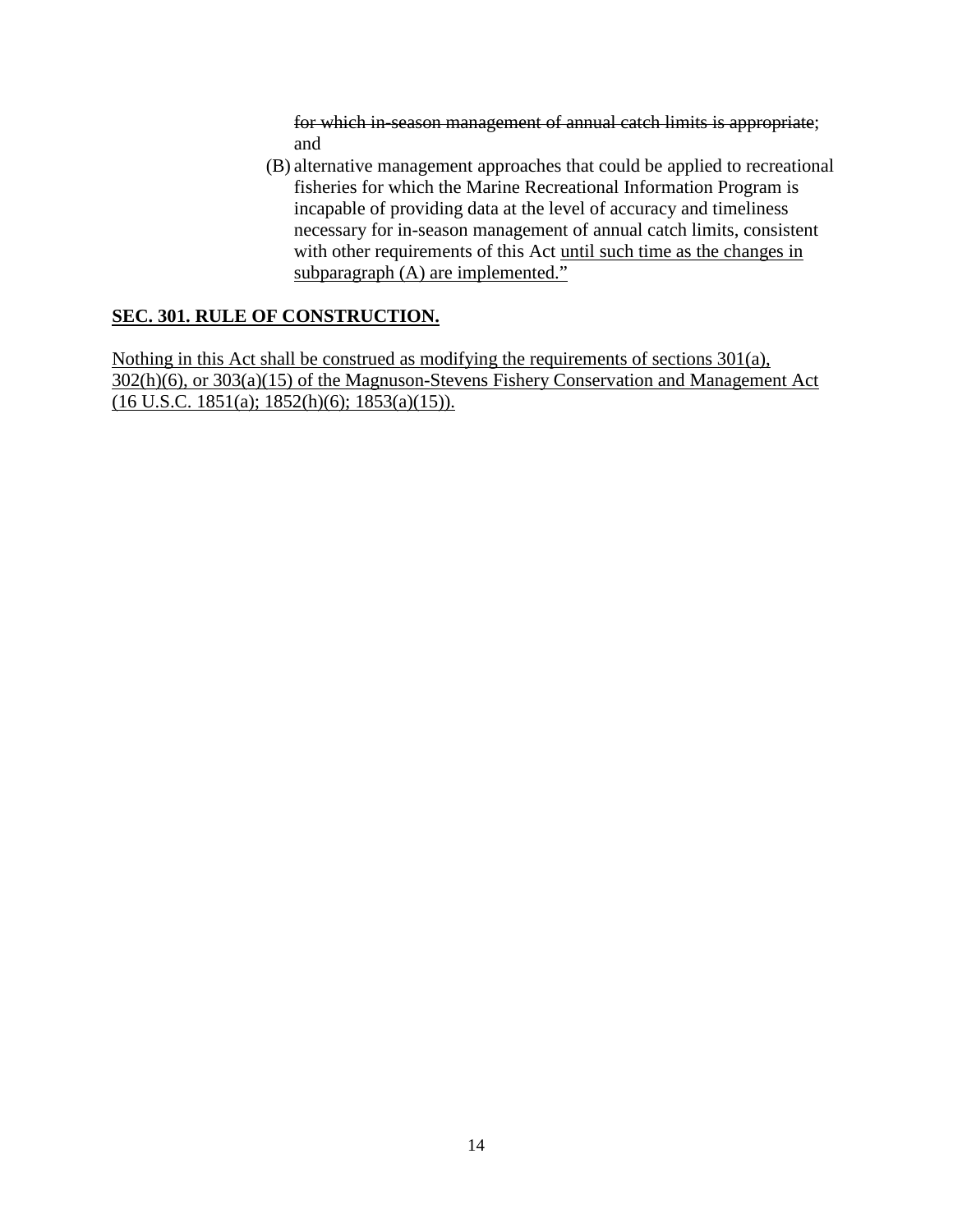~~for which in-season management of annual catch limits is appropriate~~; and

(B) alternative management approaches that could be applied to recreational fisheries for which the Marine Recreational Information Program is incapable of providing data at the level of accuracy and timeliness necessary for in-season management of annual catch limits, consistent with other requirements of this Act <u>until such time as the changes in subparagraph (A) are implemented.”</u>

**<u>SEC. 301. RULE OF CONSTRUCTION.</u>**

<u>Nothing in this Act shall be construed as modifying the requirements of sections 301(a), 302(h)(6), or 303(a)(15) of the Magnuson-Stevens Fishery Conservation and Management Act (16 U.S.C. 1851(a); 1852(h)(6); 1853(a)(15)).</u>